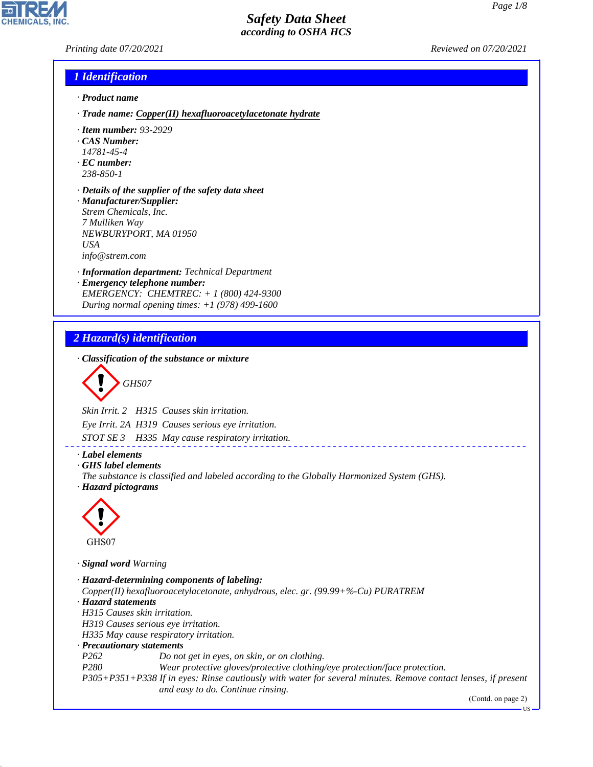# Safety Data Sheet
## according to OSHA HCS

Printing date 07/20/2021 Reviewed on 07/20/2021

## 1 Identification

· **Product name**

· **Trade name: Copper(II) hexafluoroacetylacetonate hydrate**

· **Item number:** 93-2929
· **CAS Number:**
14781-45-4
· **EC number:**
238-850-1

· **Details of the supplier of the safety data sheet**
· **Manufacturer/Supplier:**
Strem Chemicals, Inc.
7 Mulliken Way
NEWBURYPORT, MA 01950
USA
info@strem.com

· **Information department:** Technical Department
· **Emergency telephone number:**
EMERGENCY: CHEMTREC: + 1 (800) 424-9300
During normal opening times: +1 (978) 499-1600

## 2 Hazard(s) identification

· **Classification of the substance or mixture**

GHS07

Skin Irrit. 2 H315 Causes skin irritation.

Eye Irrit. 2A H319 Causes serious eye irritation.

STOT SE 3 H335 May cause respiratory irritation.

· **Label elements**
· **GHS label elements**
The substance is classified and labeled according to the Globally Harmonized System (GHS).
· **Hazard pictograms**

GHS07

· **Signal word** Warning

· **Hazard-determining components of labeling:**
Copper(II) hexafluoroacetylacetonate, anhydrous, elec. gr. (99.99+%-Cu) PURATREM
· **Hazard statements**
H315 Causes skin irritation.
H319 Causes serious eye irritation.
H335 May cause respiratory irritation.
· **Precautionary statements**
P262 Do not get in eyes, on skin, or on clothing.
P280 Wear protective gloves/protective clothing/eye protection/face protection.
P305+P351+P338 If in eyes: Rinse cautiously with water for several minutes. Remove contact lenses, if present and easy to do. Continue rinsing.

(Contd. on page 2)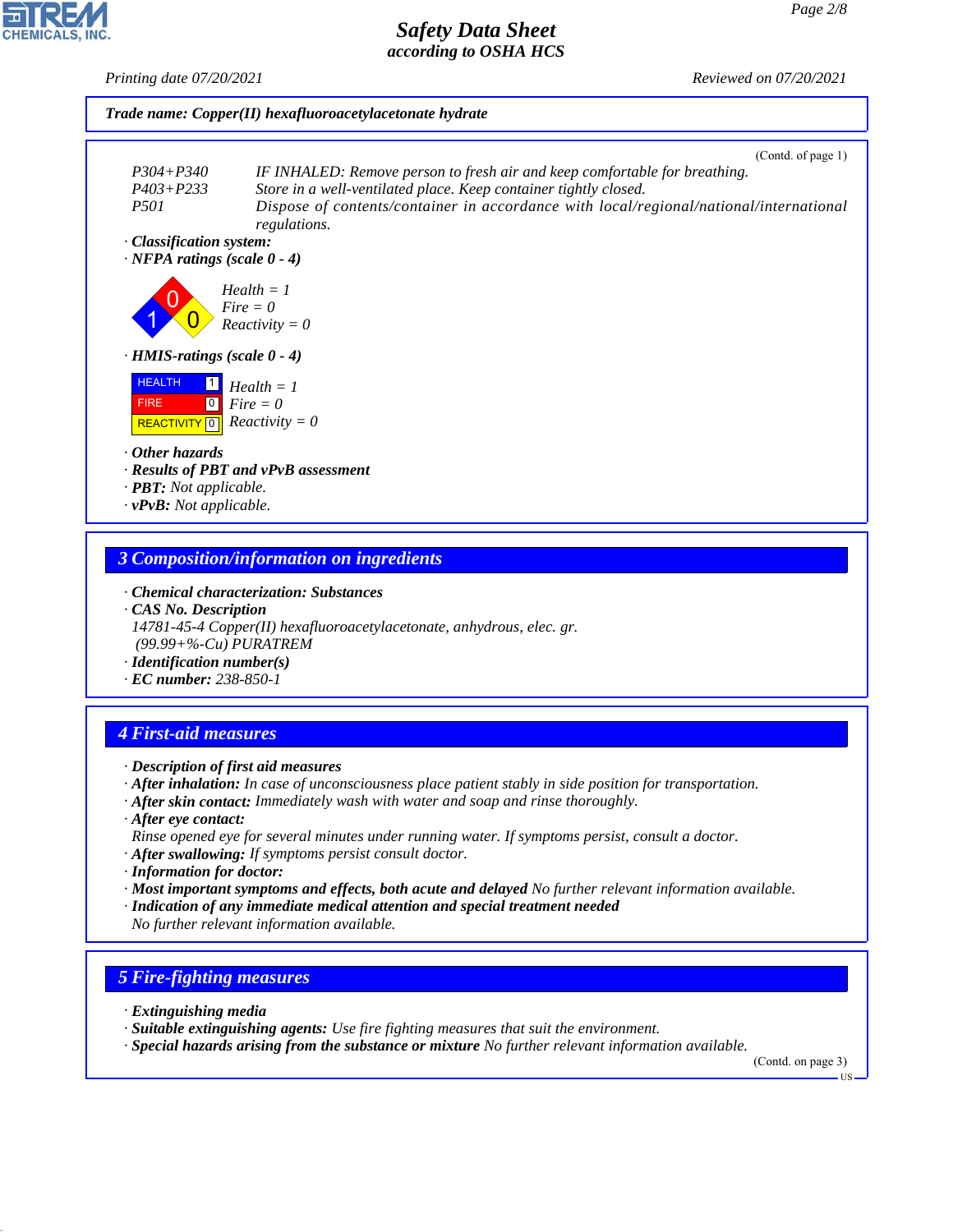**Trade name: Copper(II) hexafluoroacetylacetonate hydrate**

(Contd. of page 1)

P304+P340 IF INHALED: Remove person to fresh air and keep comfortable for breathing.
P403+P233 Store in a well-ventilated place. Keep container tightly closed.
P501 Dispose of contents/container in accordance with local/regional/national/international regulations.

· **Classification system:**
· **NFPA ratings (scale 0 - 4)**

Health = 1
Fire = 0
Reactivity = 0

· **HMIS-ratings (scale 0 - 4)**

| | | |
|---|---|---|
| HEALTH | 1 | Health = 1 |
| FIRE | 0 | Fire = 0 |
| REACTIVITY | 0 | Reactivity = 0 |

· **Other hazards**
· **Results of PBT and vPvB assessment**
· **PBT:** Not applicable.
· **vPvB:** Not applicable.

## 3 Composition/information on ingredients

· **Chemical characterization: Substances**
· **CAS No. Description**
14781-45-4 Copper(II) hexafluoroacetylacetonate, anhydrous, elec. gr. (99.99+%-Cu) PURATREM
· **Identification number(s)**
· **EC number:** 238-850-1

## 4 First-aid measures

· **Description of first aid measures**
· **After inhalation:** In case of unconsciousness place patient stably in side position for transportation.
· **After skin contact:** Immediately wash with water and soap and rinse thoroughly.
· **After eye contact:**
Rinse opened eye for several minutes under running water. If symptoms persist, consult a doctor.
· **After swallowing:** If symptoms persist consult doctor.
· **Information for doctor:**
· **Most important symptoms and effects, both acute and delayed** No further relevant information available.
· **Indication of any immediate medical attention and special treatment needed**
No further relevant information available.

## 5 Fire-fighting measures

· **Extinguishing media**
· **Suitable extinguishing agents:** Use fire fighting measures that suit the environment.
· **Special hazards arising from the substance or mixture** No further relevant information available.

(Contd. on page 3)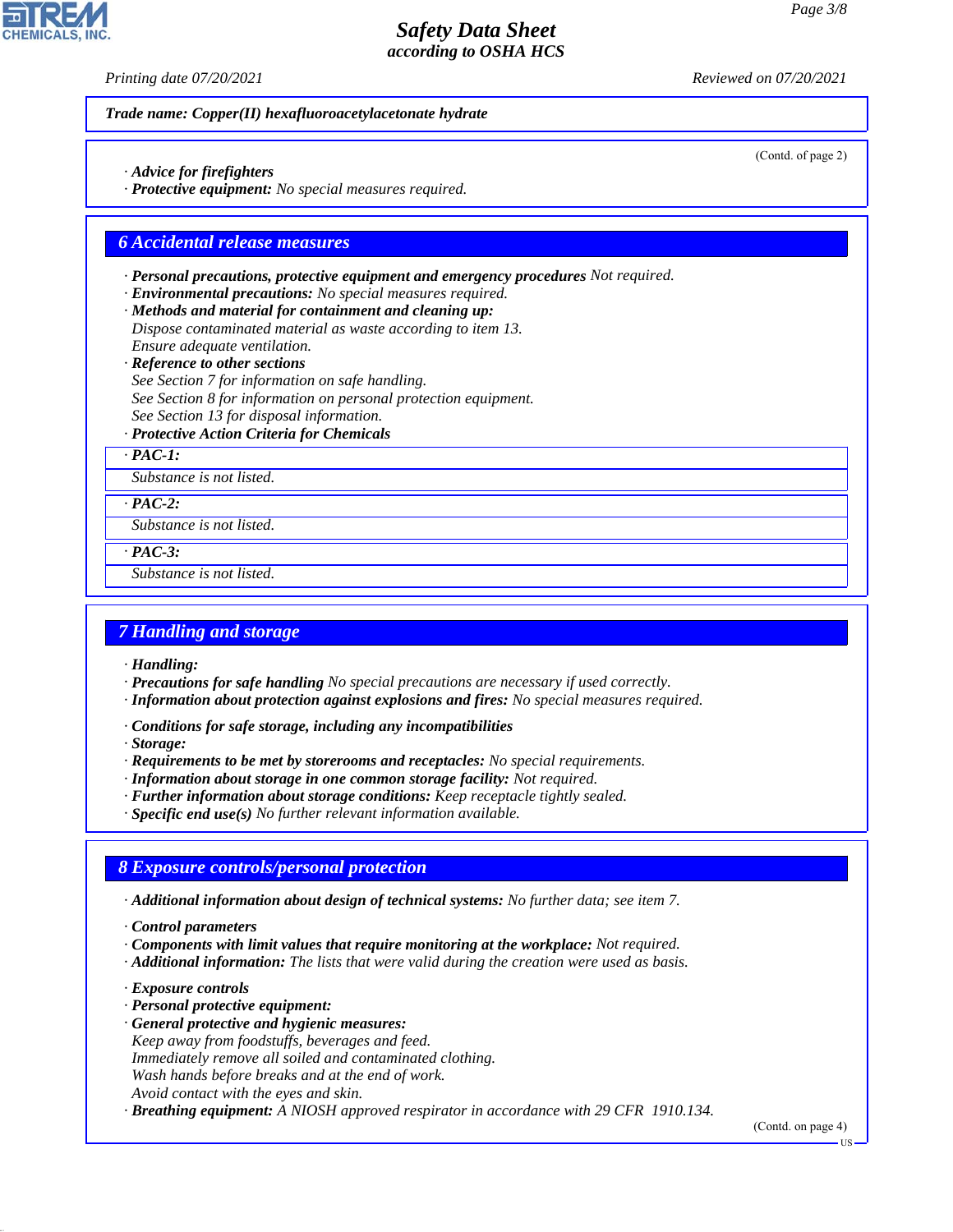Trade name: Copper(II) hexafluoroacetylacetonate hydrate

(Contd. of page 2)

· **Advice for firefighters**
· **Protective equipment:** No special measures required.

## 6 Accidental release measures

· **Personal precautions, protective equipment and emergency procedures** Not required.
· **Environmental precautions:** No special measures required.
· **Methods and material for containment and cleaning up:**
Dispose contaminated material as waste according to item 13.
Ensure adequate ventilation.
· **Reference to other sections**
See Section 7 for information on safe handling.
See Section 8 for information on personal protection equipment.
See Section 13 for disposal information.
· **Protective Action Criteria for Chemicals**

· **PAC-1:**
Substance is not listed.

· **PAC-2:**
Substance is not listed.

· **PAC-3:**
Substance is not listed.

## 7 Handling and storage

· **Handling:**
· **Precautions for safe handling** No special precautions are necessary if used correctly.
· **Information about protection against explosions and fires:** No special measures required.

· **Conditions for safe storage, including any incompatibilities**
· **Storage:**
· **Requirements to be met by storerooms and receptacles:** No special requirements.
· **Information about storage in one common storage facility:** Not required.
· **Further information about storage conditions:** Keep receptacle tightly sealed.
· **Specific end use(s)** No further relevant information available.

## 8 Exposure controls/personal protection

· **Additional information about design of technical systems:** No further data; see item 7.

· **Control parameters**
· **Components with limit values that require monitoring at the workplace:** Not required.
· **Additional information:** The lists that were valid during the creation were used as basis.

· **Exposure controls**
· **Personal protective equipment:**
· **General protective and hygienic measures:**
Keep away from foodstuffs, beverages and feed.
Immediately remove all soiled and contaminated clothing.
Wash hands before breaks and at the end of work.
Avoid contact with the eyes and skin.
· **Breathing equipment:** A NIOSH approved respirator in accordance with 29 CFR 1910.134.

(Contd. on page 4)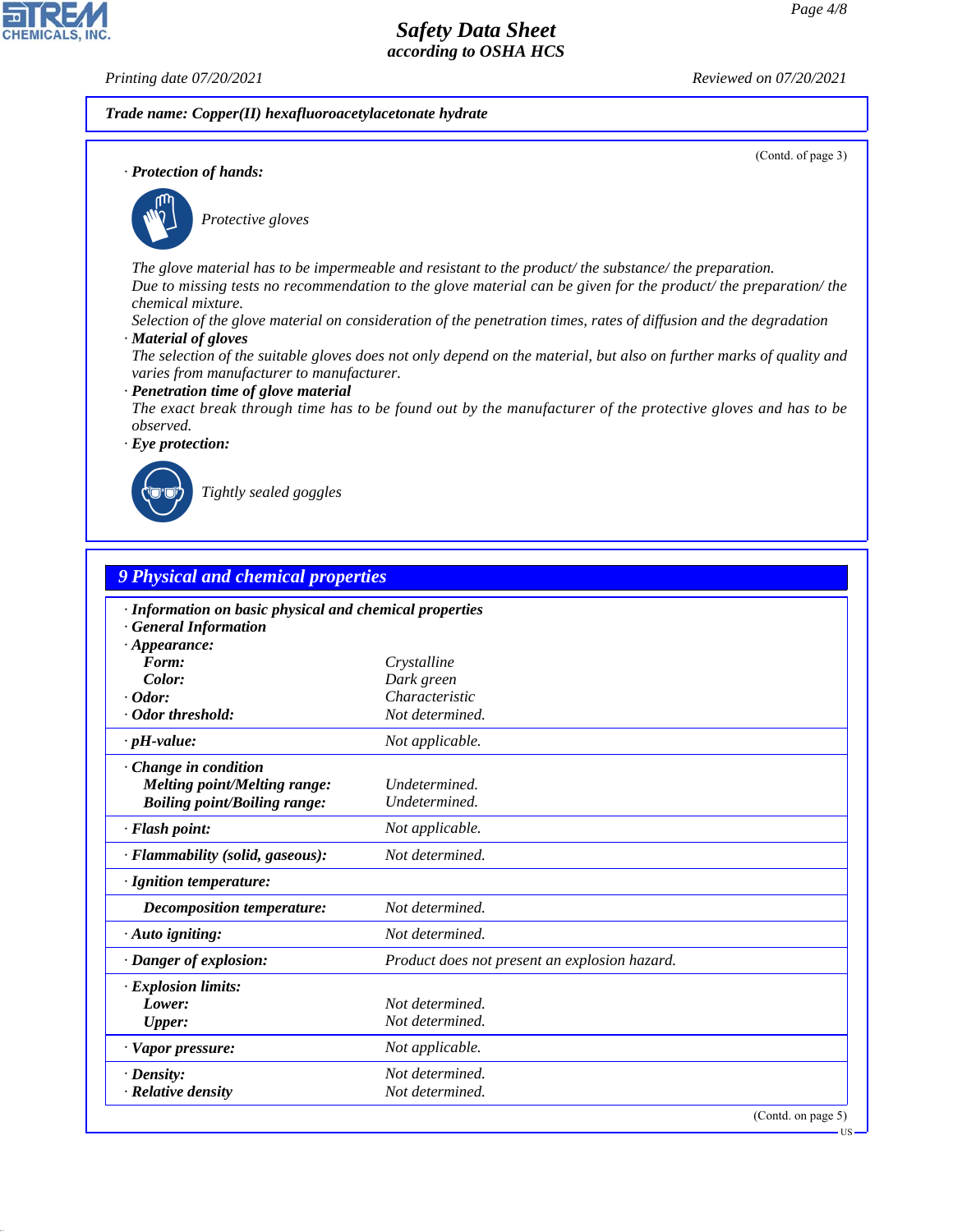**Trade name: Copper(II) hexafluoroacetylacetonate hydrate**

(Contd. of page 3)

· **Protection of hands:**

Protective gloves

The glove material has to be impermeable and resistant to the product/ the substance/ the preparation.
Due to missing tests no recommendation to the glove material can be given for the product/ the preparation/ the chemical mixture.
Selection of the glove material on consideration of the penetration times, rates of diffusion and the degradation

· **Material of gloves**
The selection of the suitable gloves does not only depend on the material, but also on further marks of quality and varies from manufacturer to manufacturer.

· **Penetration time of glove material**
The exact break through time has to be found out by the manufacturer of the protective gloves and has to be observed.

· **Eye protection:**

Tightly sealed goggles

## 9 Physical and chemical properties

· **Information on basic physical and chemical properties**
· **General Information**

| | |
|---|---|
| · **Appearance:** | |
| **Form:** | Crystalline |
| **Color:** | Dark green |
| · **Odor:** | Characteristic |
| · **Odor threshold:** | Not determined. |
| · **pH-value:** | Not applicable. |
| · **Change in condition** | |
| **Melting point/Melting range:** | Undetermined. |
| **Boiling point/Boiling range:** | Undetermined. |
| · **Flash point:** | Not applicable. |
| · **Flammability (solid, gaseous):** | Not determined. |
| · **Ignition temperature:** | |
| **Decomposition temperature:** | Not determined. |
| · **Auto igniting:** | Not determined. |
| · **Danger of explosion:** | Product does not present an explosion hazard. |
| · **Explosion limits:** | |
| **Lower:** | Not determined. |
| **Upper:** | Not determined. |
| · **Vapor pressure:** | Not applicable. |
| · **Density:** | Not determined. |
| · **Relative density** | Not determined. |

(Contd. on page 5)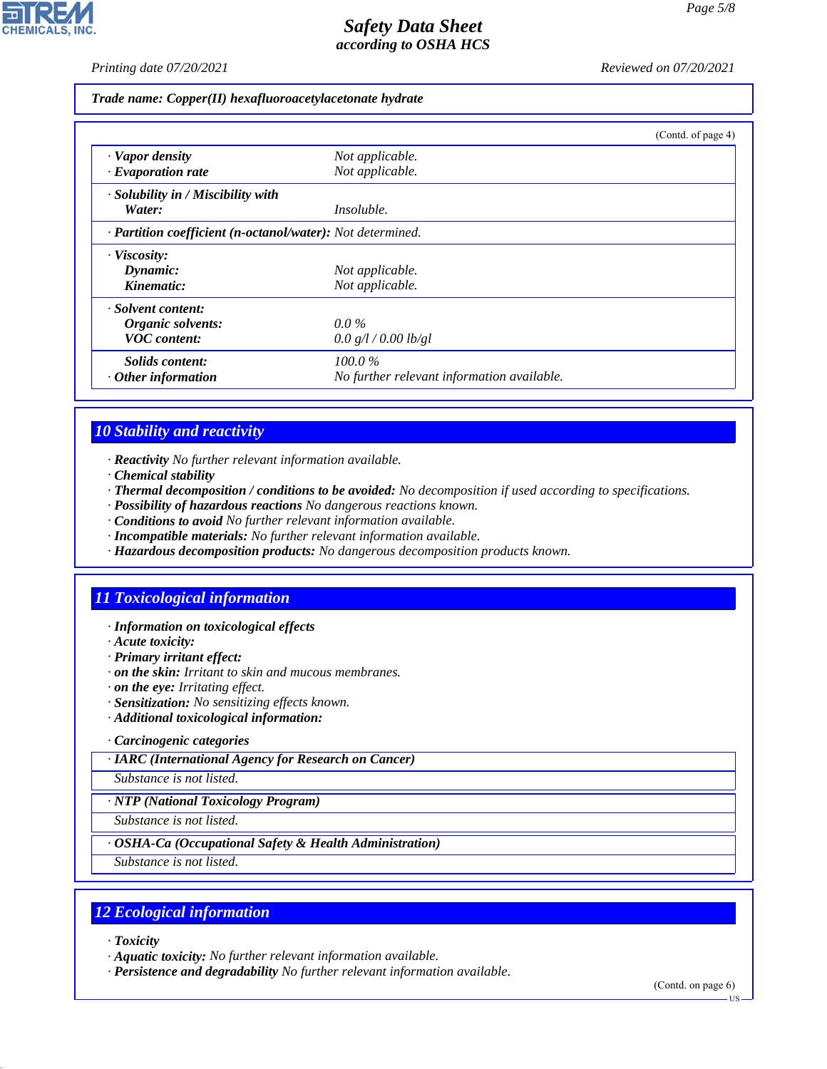**Trade name: Copper(II) hexafluoroacetylacetonate hydrate**

(Contd. of page 4)

| | |
|---|---|
| · **Vapor density** | Not applicable. |
| · **Evaporation rate** | Not applicable. |
| · **Solubility in / Miscibility with** | |
| **Water:** | Insoluble. |
| · **Partition coefficient (n-octanol/water):** | Not determined. |
| · **Viscosity:** | |
| **Dynamic:** | Not applicable. |
| **Kinematic:** | Not applicable. |
| · **Solvent content:** | |
| **Organic solvents:** | 0.0 % |
| **VOC content:** | 0.0 g/l / 0.00 lb/gl |
| **Solids content:** | 100.0 % |
| · **Other information** | No further relevant information available. |

## 10 Stability and reactivity

· **Reactivity** No further relevant information available.
· **Chemical stability**
· **Thermal decomposition / conditions to be avoided:** No decomposition if used according to specifications.
· **Possibility of hazardous reactions** No dangerous reactions known.
· **Conditions to avoid** No further relevant information available.
· **Incompatible materials:** No further relevant information available.
· **Hazardous decomposition products:** No dangerous decomposition products known.

## 11 Toxicological information

· **Information on toxicological effects**
· **Acute toxicity:**
· **Primary irritant effect:**
· **on the skin:** Irritant to skin and mucous membranes.
· **on the eye:** Irritating effect.
· **Sensitization:** No sensitizing effects known.
· **Additional toxicological information:**

· **Carcinogenic categories**

· **IARC (International Agency for Research on Cancer)**
Substance is not listed.

· **NTP (National Toxicology Program)**
Substance is not listed.

· **OSHA-Ca (Occupational Safety & Health Administration)**
Substance is not listed.

## 12 Ecological information

· **Toxicity**
· **Aquatic toxicity:** No further relevant information available.
· **Persistence and degradability** No further relevant information available.

(Contd. on page 6)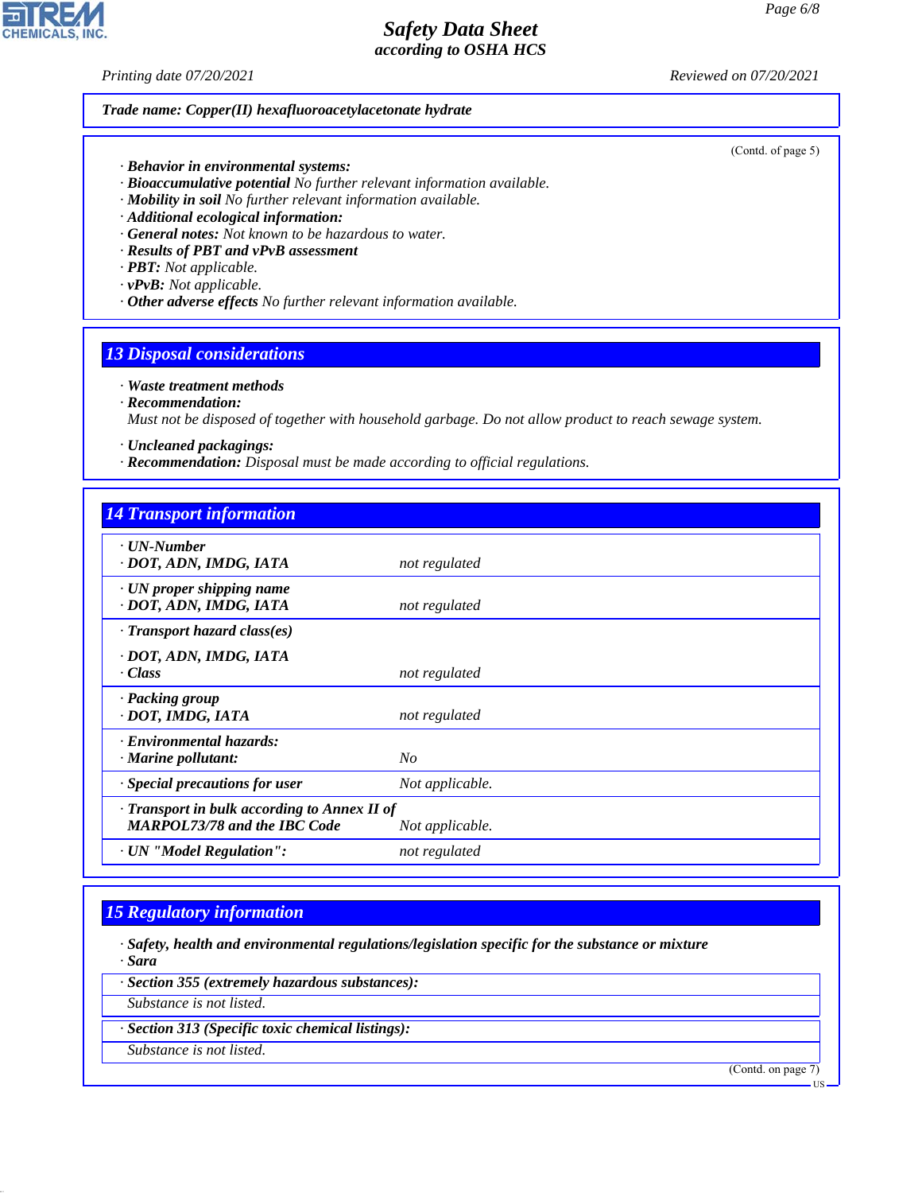Trade name: Copper(II) hexafluoroacetylacetonate hydrate

(Contd. of page 5)

· **Behavior in environmental systems:**
· **Bioaccumulative potential** No further relevant information available.
· **Mobility in soil** No further relevant information available.
· **Additional ecological information:**
· **General notes:** Not known to be hazardous to water.
· **Results of PBT and vPvB assessment**
· **PBT:** Not applicable.
· **vPvB:** Not applicable.
· **Other adverse effects** No further relevant information available.

## 13 Disposal considerations

· **Waste treatment methods**
· **Recommendation:**
Must not be disposed of together with household garbage. Do not allow product to reach sewage system.

· **Uncleaned packagings:**
· **Recommendation:** Disposal must be made according to official regulations.

## 14 Transport information

| | |
|---|---|
| · **UN-Number** · **DOT, ADN, IMDG, IATA** | not regulated |
| · **UN proper shipping name** · **DOT, ADN, IMDG, IATA** | not regulated |
| · **Transport hazard class(es)** · **DOT, ADN, IMDG, IATA** · **Class** | not regulated |
| · **Packing group** · **DOT, IMDG, IATA** | not regulated |
| · **Environmental hazards:** · **Marine pollutant:** | No |
| · **Special precautions for user** | Not applicable. |
| · **Transport in bulk according to Annex II of MARPOL73/78 and the IBC Code** | Not applicable. |
| · **UN "Model Regulation":** | not regulated |

## 15 Regulatory information

· **Safety, health and environmental regulations/legislation specific for the substance or mixture**
· **Sara**

· **Section 355 (extremely hazardous substances):**
Substance is not listed.

· **Section 313 (Specific toxic chemical listings):**
Substance is not listed.

(Contd. on page 7)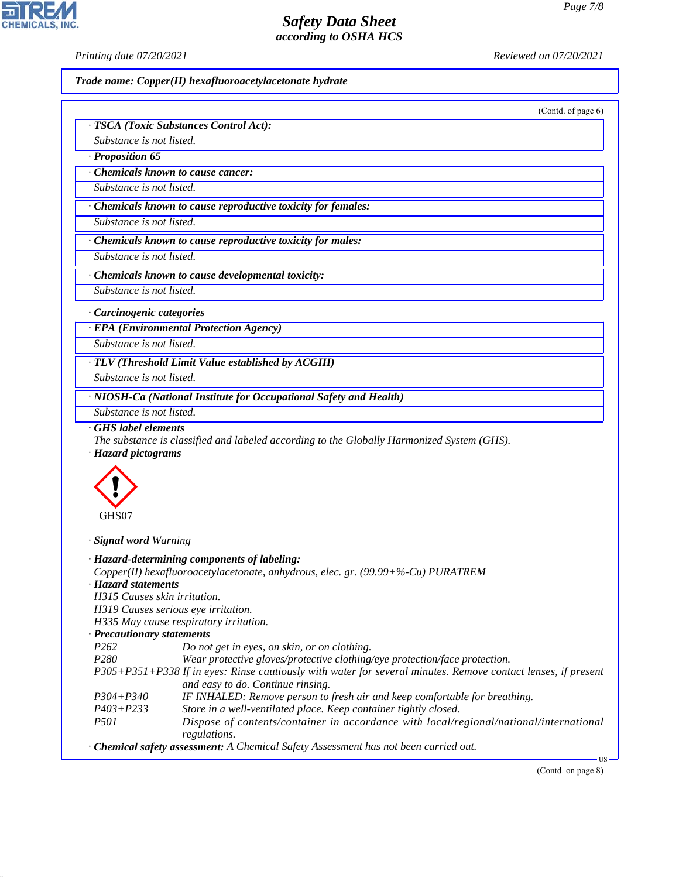**Safety Data Sheet**
**according to OSHA HCS**

Printing date 07/20/2021 Reviewed on 07/20/2021

**Trade name: Copper(II) hexafluoroacetylacetonate hydrate**

(Contd. of page 6)

· **TSCA (Toxic Substances Control Act):**
Substance is not listed.

· **Proposition 65**

· **Chemicals known to cause cancer:**
Substance is not listed.

· **Chemicals known to cause reproductive toxicity for females:**
Substance is not listed.

· **Chemicals known to cause reproductive toxicity for males:**
Substance is not listed.

· **Chemicals known to cause developmental toxicity:**
Substance is not listed.

· **Carcinogenic categories**

· **EPA (Environmental Protection Agency)**
Substance is not listed.

· **TLV (Threshold Limit Value established by ACGIH)**
Substance is not listed.

· **NIOSH-Ca (National Institute for Occupational Safety and Health)**
Substance is not listed.

· **GHS label elements**
The substance is classified and labeled according to the Globally Harmonized System (GHS).

· **Hazard pictograms**

GHS07

· **Signal word** Warning

· **Hazard-determining components of labeling:**
Copper(II) hexafluoroacetylacetonate, anhydrous, elec. gr. (99.99+%-Cu) PURATREM

· **Hazard statements**
H315 Causes skin irritation.
H319 Causes serious eye irritation.
H335 May cause respiratory irritation.

· **Precautionary statements**

| | |
|---|---|
| P262 | Do not get in eyes, on skin, or on clothing. |
| P280 | Wear protective gloves/protective clothing/eye protection/face protection. |
| P305+P351+P338 | If in eyes: Rinse cautiously with water for several minutes. Remove contact lenses, if present and easy to do. Continue rinsing. |
| P304+P340 | IF INHALED: Remove person to fresh air and keep comfortable for breathing. |
| P403+P233 | Store in a well-ventilated place. Keep container tightly closed. |
| P501 | Dispose of contents/container in accordance with local/regional/national/international regulations. |

· **Chemical safety assessment:** A Chemical Safety Assessment has not been carried out.

(Contd. on page 8)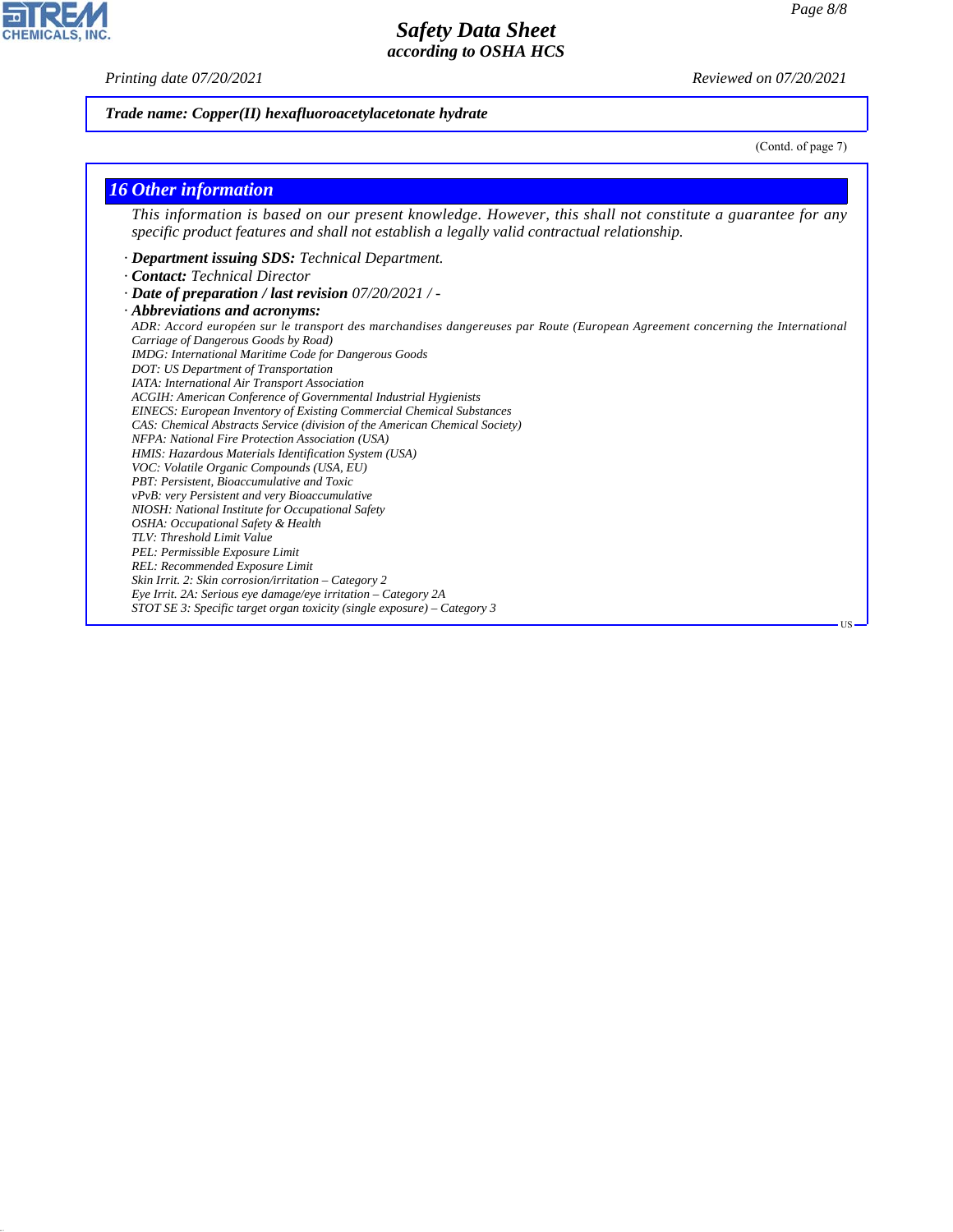Trade name: Copper(II) hexafluoroacetylacetonate hydrate

(Contd. of page 7)

## 16 Other information

*This information is based on our present knowledge. However, this shall not constitute a guarantee for any specific product features and shall not establish a legally valid contractual relationship.*

- **Department issuing SDS:** Technical Department.
- **Contact:** Technical Director
- **Date of preparation / last revision** 07/20/2021 / -
- **Abbreviations and acronyms:**

ADR: Accord européen sur le transport des marchandises dangereuses par Route (European Agreement concerning the International Carriage of Dangerous Goods by Road)
IMDG: International Maritime Code for Dangerous Goods
DOT: US Department of Transportation
IATA: International Air Transport Association
ACGIH: American Conference of Governmental Industrial Hygienists
EINECS: European Inventory of Existing Commercial Chemical Substances
CAS: Chemical Abstracts Service (division of the American Chemical Society)
NFPA: National Fire Protection Association (USA)
HMIS: Hazardous Materials Identification System (USA)
VOC: Volatile Organic Compounds (USA, EU)
PBT: Persistent, Bioaccumulative and Toxic
vPvB: very Persistent and very Bioaccumulative
NIOSH: National Institute for Occupational Safety
OSHA: Occupational Safety & Health
TLV: Threshold Limit Value
PEL: Permissible Exposure Limit
REL: Recommended Exposure Limit
Skin Irrit. 2: Skin corrosion/irritation – Category 2
Eye Irrit. 2A: Serious eye damage/eye irritation – Category 2A
STOT SE 3: Specific target organ toxicity (single exposure) – Category 3